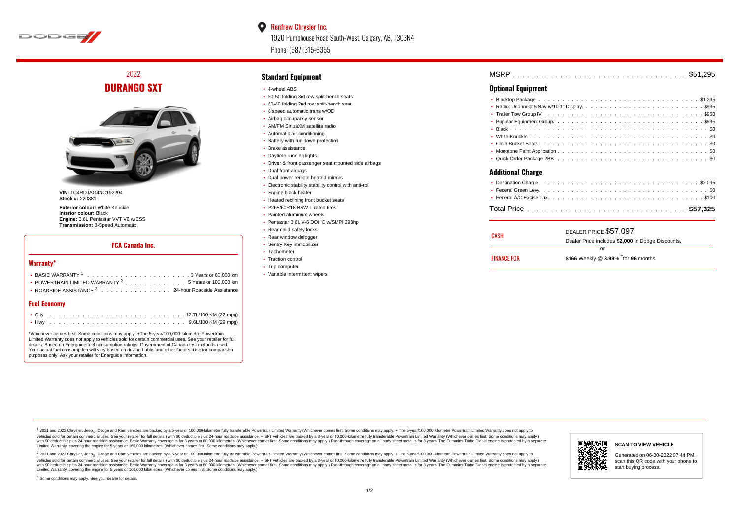Renfrew Chrysler Inc.

1920 Pumphouse Road South-West, Calgary, AB, T3C3N4

Phone: (587) 315-6355

## 2022

# DURANGO SXT

**VIN:** 1C4RDJAG4NC192204
**Stock #:** 220881

**Exterior colour:** White Knuckle
**Interior colour:** Black
**Engine:** 3.6L Pentastar VVT V6 w/ESS
**Transmission:** 8-Speed Automatic

## FCA Canada Inc.

### Warranty*

- BASIC WARRANTY [1] . . . . . . . . . . 3 Years or 60,000 km
- POWERTRAIN LIMITED WARRANTY [2] . . . . . . . . . . 5 Years or 100,000 km
- ROADSIDE ASSISTANCE [3] . . . . . . . . . . 24-hour Roadside Assistance

### Fuel Economy

- City . . . . . . . . . . 12.7L/100 KM (22 mpg)
- Hwy . . . . . . . . . . 9.6L/100 KM (29 mpg)

*Whichever comes first. Some conditions may apply. +The 5-year/100,000-kilometre Powertrain Limited Warranty does not apply to vehicles sold for certain commercial uses. See your retailer for full details. Based on Energuide fuel consumption ratings. Government of Canada test methods used. Your actual fuel consumption will vary based on driving habits and other factors. Use for comparison purposes only. Ask your retailer for Energuide information.

## Standard Equipment

- 4-wheel ABS
- 50-50 folding 3rd row split-bench seats
- 60-40 folding 2nd row split-bench seat
- 8 speed automatic trans w/OD
- Airbag occupancy sensor
- AM/FM SiriusXM satellite radio
- Automatic air conditioning
- Battery with run down protection
- Brake assistance
- Daytime running lights
- Driver & front passenger seat mounted side airbags
- Dual front airbags
- Dual power remote heated mirrors
- Electronic stability stability control with anti-roll
- Engine block heater
- Heated reclining front bucket seats
- P265/60R18 BSW T-rated tires
- Painted aluminum wheels
- Pentastar 3.6L V-6 DOHC w/SMPI 293hp
- Rear child safety locks
- Rear window defogger
- Sentry Key immobilizer
- Tachometer
- Traction control
- Trip computer
- Variable intermittent wipers

MSRP . . . . . . . . . . $51,295

## Optional Equipment

- Blacktop Package . . . . . . . . . . $1,295
- Radio: Uconnect 5 Nav w/10.1" Display . . . . . . . . . . $995
- Trailer Tow Group IV . . . . . . . . . . $950
- Popular Equipment Group . . . . . . . . . . $595
- Black . . . . . . . . . . $0
- White Knuckle . . . . . . . . . . $0
- Cloth Bucket Seats . . . . . . . . . . $0
- Monotone Paint Application . . . . . . . . . . $0
- Quick Order Package 2BB . . . . . . . . . . $0

## Additional Charge

- Destination Charge . . . . . . . . . . $2,095
- Federal Green Levy . . . . . . . . . . $0
- Federal A/C Excise Tax . . . . . . . . . . $100

Total Price . . . . . . . . . . **$57,325**

CASH — DEALER PRICE $57,097
Dealer Price includes **$2,000** in Dodge Discounts.

or

FINANCE FOR — **$166** Weekly @ **3.99**% †for **96** months

[1] 2021 and 2022 Chrysler, Jeep®, Dodge and Ram vehicles are backed by a 5-year or 100,000-kilometre fully transferable Powertrain Limited Warranty (Whichever comes first. Some conditions may apply. + The 5-year/100,000-kilometre Powertrain Limited Warranty does not apply to vehicles sold for certain commercial uses. See your retailer for full details.) with $0 deductible plus 24-hour roadside assistance. + SRT vehicles are backed by a 3-year or 60,000-kilometre fully transferable Powertrain Limited Warranty (Whichever comes first. Some conditions may apply.) with $0 deductible plus 24-hour roadside assistance. Basic Warranty coverage is for 3 years or 60,000 kilometres. (Whichever comes first. Some conditions may apply.) Rust-through coverage on all body sheet metal is for 3 years. The Cummins Turbo Diesel engine is protected by a separate Limited Warranty, covering the engine for 5 years or 160,000 kilometres. (Whichever comes first. Some conditions may apply.)

[2] 2021 and 2022 Chrysler, Jeep®, Dodge and Ram vehicles are backed by a 5-year or 100,000-kilometre fully transferable Powertrain Limited Warranty (Whichever comes first. Some conditions may apply. + The 5-year/100,000-kilometre Powertrain Limited Warranty does not apply to vehicles sold for certain commercial uses. See your retailer for full details.) with $0 deductible plus 24-hour roadside assistance. + SRT vehicles are backed by a 3-year or 60,000-kilometre fully transferable Powertrain Limited Warranty (Whichever comes first. Some conditions may apply.) with $0 deductible plus 24-hour roadside assistance. Basic Warranty coverage is for 3 years or 60,000 kilometres. (Whichever comes first. Some conditions may apply.) Rust-through coverage on all body sheet metal is for 3 years. The Cummins Turbo Diesel engine is protected by a separate Limited Warranty, covering the engine for 5 years or 160,000 kilometres. (Whichever comes first. Some conditions may apply.)

[3] Some conditions may apply. See your dealer for details.

**SCAN TO VIEW VEHICLE**

Generated on 06-30-2022 07:44 PM, scan this QR code with your phone to start buying process.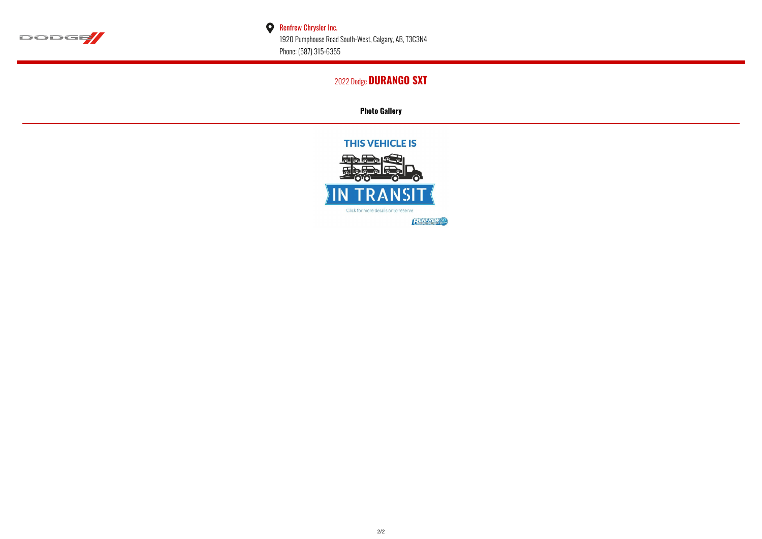Renfrew Chrysler Inc.
1920 Pumphouse Road South-West, Calgary, AB, T3C3N4
Phone: (587) 315-6355

# 2022 Dodge **DURANGO SXT**

**Photo Gallery**

THIS VEHICLE IS

IN TRANSIT

Click for more details or to reserve